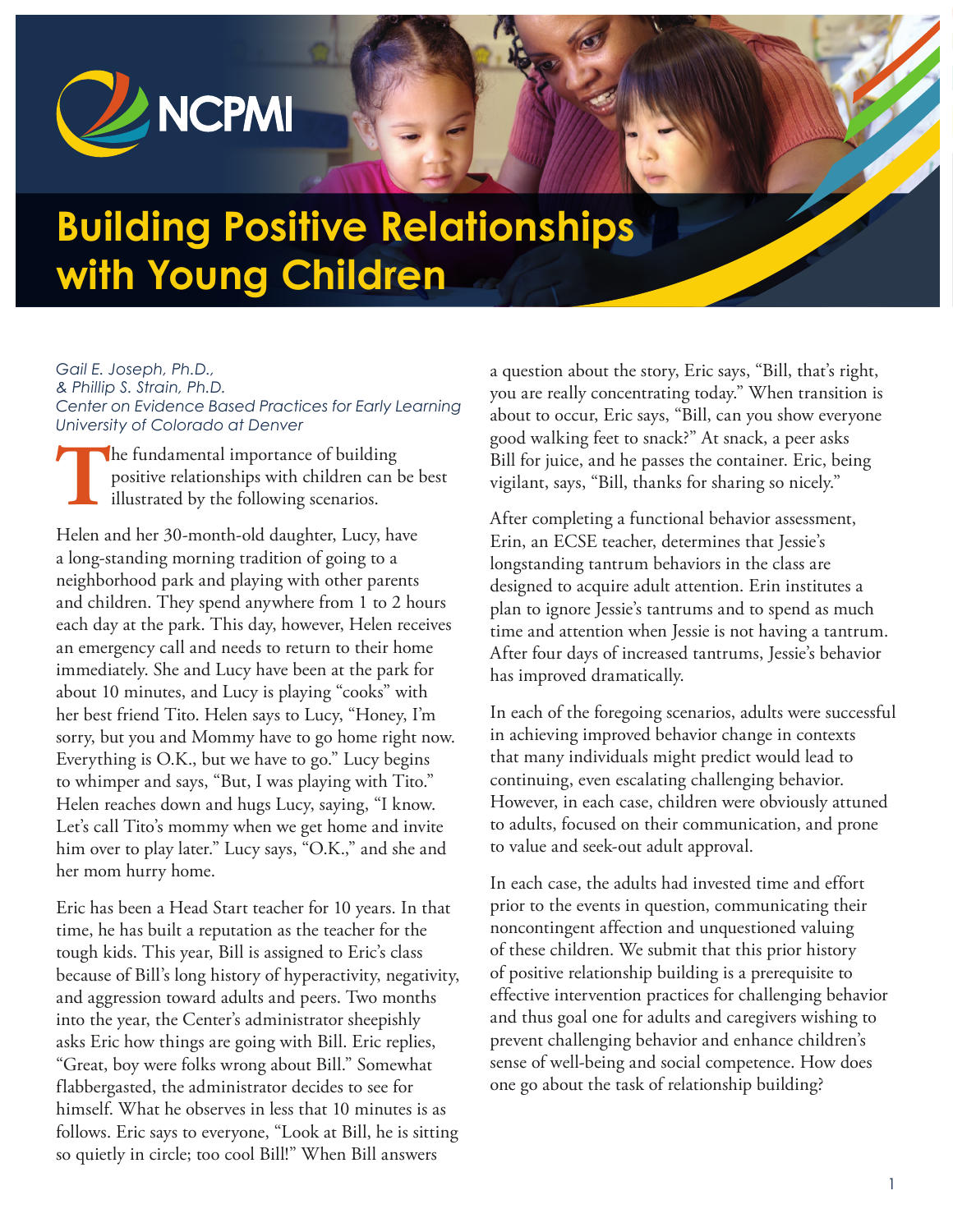NCPMI

# Building Positive Relationships with Young Children

*Gail E. Joseph, Ph.D.,*
*& Phillip S. Strain, Ph.D.*
*Center on Evidence Based Practices for Early Learning*
*University of Colorado at Denver*

The fundamental importance of building positive relationships with children can be best illustrated by the following scenarios.

Helen and her 30-month-old daughter, Lucy, have a long-standing morning tradition of going to a neighborhood park and playing with other parents and children. They spend anywhere from 1 to 2 hours each day at the park. This day, however, Helen receives an emergency call and needs to return to their home immediately. She and Lucy have been at the park for about 10 minutes, and Lucy is playing "cooks" with her best friend Tito. Helen says to Lucy, "Honey, I'm sorry, but you and Mommy have to go home right now. Everything is O.K., but we have to go." Lucy begins to whimper and says, "But, I was playing with Tito." Helen reaches down and hugs Lucy, saying, "I know. Let's call Tito's mommy when we get home and invite him over to play later." Lucy says, "O.K.," and she and her mom hurry home.

Eric has been a Head Start teacher for 10 years. In that time, he has built a reputation as the teacher for the tough kids. This year, Bill is assigned to Eric's class because of Bill's long history of hyperactivity, negativity, and aggression toward adults and peers. Two months into the year, the Center's administrator sheepishly asks Eric how things are going with Bill. Eric replies, "Great, boy were folks wrong about Bill." Somewhat flabbergasted, the administrator decides to see for himself. What he observes in less that 10 minutes is as follows. Eric says to everyone, "Look at Bill, he is sitting so quietly in circle; too cool Bill!" When Bill answers a question about the story, Eric says, "Bill, that's right, you are really concentrating today." When transition is about to occur, Eric says, "Bill, can you show everyone good walking feet to snack?" At snack, a peer asks Bill for juice, and he passes the container. Eric, being vigilant, says, "Bill, thanks for sharing so nicely."

After completing a functional behavior assessment, Erin, an ECSE teacher, determines that Jessie's longstanding tantrum behaviors in the class are designed to acquire adult attention. Erin institutes a plan to ignore Jessie's tantrums and to spend as much time and attention when Jessie is not having a tantrum. After four days of increased tantrums, Jessie's behavior has improved dramatically.

In each of the foregoing scenarios, adults were successful in achieving improved behavior change in contexts that many individuals might predict would lead to continuing, even escalating challenging behavior. However, in each case, children were obviously attuned to adults, focused on their communication, and prone to value and seek-out adult approval.

In each case, the adults had invested time and effort prior to the events in question, communicating their noncontingent affection and unquestioned valuing of these children. We submit that this prior history of positive relationship building is a prerequisite to effective intervention practices for challenging behavior and thus goal one for adults and caregivers wishing to prevent challenging behavior and enhance children's sense of well-being and social competence. How does one go about the task of relationship building?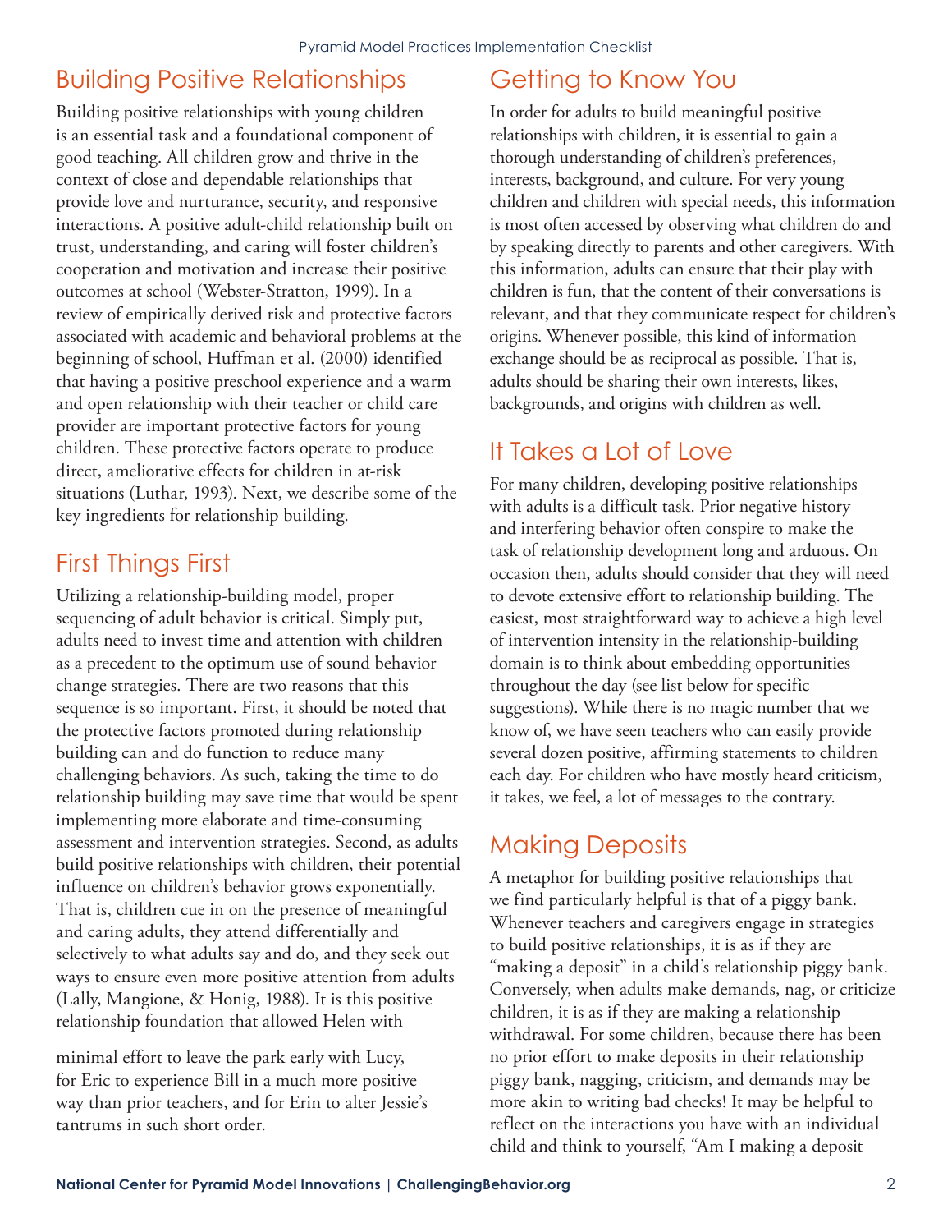## Building Positive Relationships

Building positive relationships with young children is an essential task and a foundational component of good teaching. All children grow and thrive in the context of close and dependable relationships that provide love and nurturance, security, and responsive interactions. A positive adult-child relationship built on trust, understanding, and caring will foster children's cooperation and motivation and increase their positive outcomes at school (Webster-Stratton, 1999). In a review of empirically derived risk and protective factors associated with academic and behavioral problems at the beginning of school, Huffman et al. (2000) identified that having a positive preschool experience and a warm and open relationship with their teacher or child care provider are important protective factors for young children. These protective factors operate to produce direct, ameliorative effects for children in at-risk situations (Luthar, 1993). Next, we describe some of the key ingredients for relationship building.

## First Things First

Utilizing a relationship-building model, proper sequencing of adult behavior is critical. Simply put, adults need to invest time and attention with children as a precedent to the optimum use of sound behavior change strategies. There are two reasons that this sequence is so important. First, it should be noted that the protective factors promoted during relationship building can and do function to reduce many challenging behaviors. As such, taking the time to do relationship building may save time that would be spent implementing more elaborate and time-consuming assessment and intervention strategies. Second, as adults build positive relationships with children, their potential influence on children's behavior grows exponentially. That is, children cue in on the presence of meaningful and caring adults, they attend differentially and selectively to what adults say and do, and they seek out ways to ensure even more positive attention from adults (Lally, Mangione, & Honig, 1988). It is this positive relationship foundation that allowed Helen with minimal effort to leave the park early with Lucy, for Eric to experience Bill in a much more positive way than prior teachers, and for Erin to alter Jessie's tantrums in such short order.

## Getting to Know You

In order for adults to build meaningful positive relationships with children, it is essential to gain a thorough understanding of children's preferences, interests, background, and culture. For very young children and children with special needs, this information is most often accessed by observing what children do and by speaking directly to parents and other caregivers. With this information, adults can ensure that their play with children is fun, that the content of their conversations is relevant, and that they communicate respect for children's origins. Whenever possible, this kind of information exchange should be as reciprocal as possible. That is, adults should be sharing their own interests, likes, backgrounds, and origins with children as well.

## It Takes a Lot of Love

For many children, developing positive relationships with adults is a difficult task. Prior negative history and interfering behavior often conspire to make the task of relationship development long and arduous. On occasion then, adults should consider that they will need to devote extensive effort to relationship building. The easiest, most straightforward way to achieve a high level of intervention intensity in the relationship-building domain is to think about embedding opportunities throughout the day (see list below for specific suggestions). While there is no magic number that we know of, we have seen teachers who can easily provide several dozen positive, affirming statements to children each day. For children who have mostly heard criticism, it takes, we feel, a lot of messages to the contrary.

## Making Deposits

A metaphor for building positive relationships that we find particularly helpful is that of a piggy bank. Whenever teachers and caregivers engage in strategies to build positive relationships, it is as if they are "making a deposit" in a child's relationship piggy bank. Conversely, when adults make demands, nag, or criticize children, it is as if they are making a relationship withdrawal. For some children, because there has been no prior effort to make deposits in their relationship piggy bank, nagging, criticism, and demands may be more akin to writing bad checks! It may be helpful to reflect on the interactions you have with an individual child and think to yourself, "Am I making a deposit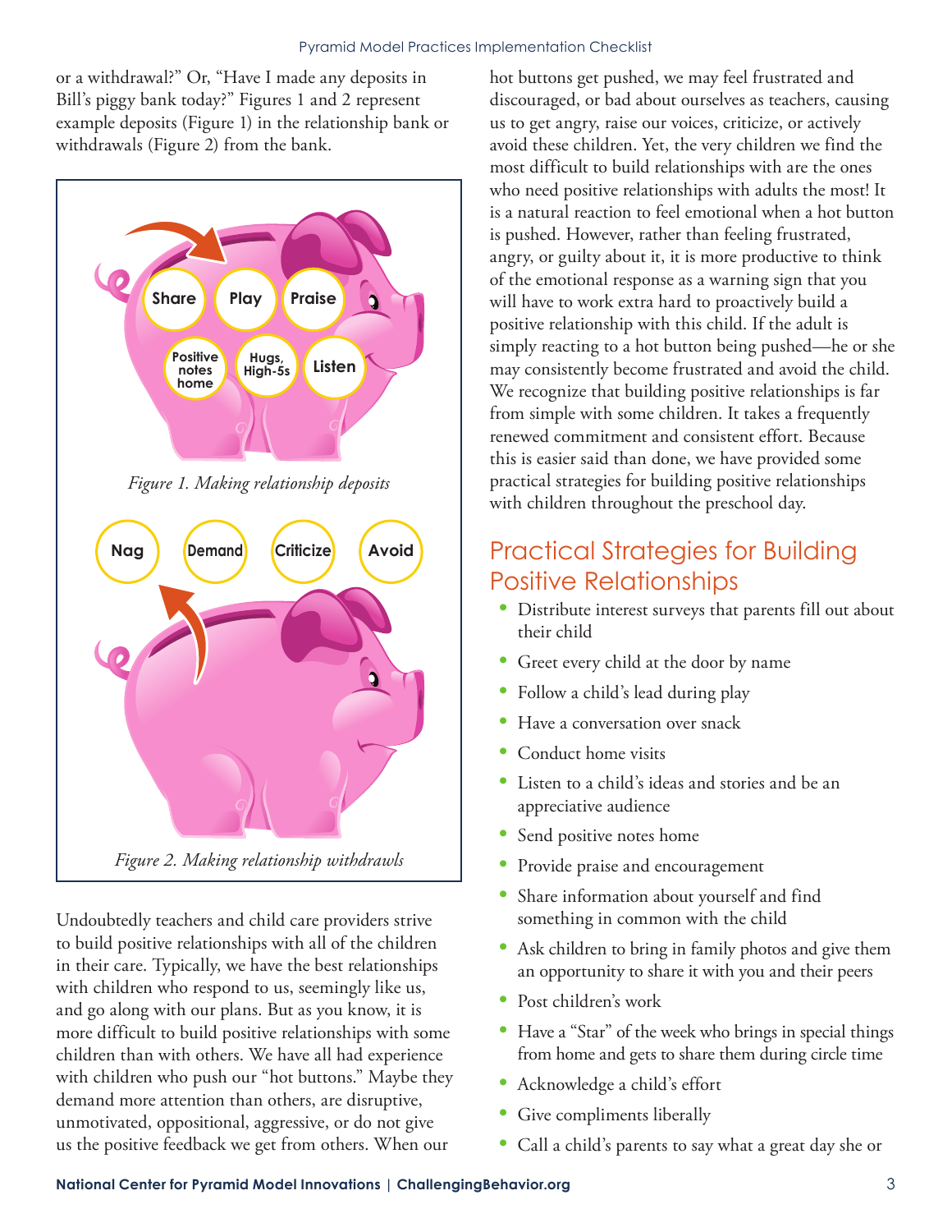or a withdrawal?" Or, "Have I made any deposits in Bill's piggy bank today?" Figures 1 and 2 represent example deposits (Figure 1) in the relationship bank or withdrawals (Figure 2) from the bank.

Share
Play
Praise
Positive notes home
Hugs, High-5s
Listen

*Figure 1. Making relationship deposits*

Nag
Demand
Criticize
Avoid

*Figure 2. Making relationship withdrawls*

Undoubtedly teachers and child care providers strive to build positive relationships with all of the children in their care. Typically, we have the best relationships with children who respond to us, seemingly like us, and go along with our plans. But as you know, it is more difficult to build positive relationships with some children than with others. We have all had experience with children who push our "hot buttons." Maybe they demand more attention than others, are disruptive, unmotivated, oppositional, aggressive, or do not give us the positive feedback we get from others. When our hot buttons get pushed, we may feel frustrated and discouraged, or bad about ourselves as teachers, causing us to get angry, raise our voices, criticize, or actively avoid these children. Yet, the very children we find the most difficult to build relationships with are the ones who need positive relationships with adults the most! It is a natural reaction to feel emotional when a hot button is pushed. However, rather than feeling frustrated, angry, or guilty about it, it is more productive to think of the emotional response as a warning sign that you will have to work extra hard to proactively build a positive relationship with this child. If the adult is simply reacting to a hot button being pushed—he or she may consistently become frustrated and avoid the child. We recognize that building positive relationships is far from simple with some children. It takes a frequently renewed commitment and consistent effort. Because this is easier said than done, we have provided some practical strategies for building positive relationships with children throughout the preschool day.

## Practical Strategies for Building Positive Relationships

- Distribute interest surveys that parents fill out about their child
- Greet every child at the door by name
- Follow a child's lead during play
- Have a conversation over snack
- Conduct home visits
- Listen to a child's ideas and stories and be an appreciative audience
- Send positive notes home
- Provide praise and encouragement
- Share information about yourself and find something in common with the child
- Ask children to bring in family photos and give them an opportunity to share it with you and their peers
- Post children's work
- Have a "Star" of the week who brings in special things from home and gets to share them during circle time
- Acknowledge a child's effort
- Give compliments liberally
- Call a child's parents to say what a great day she or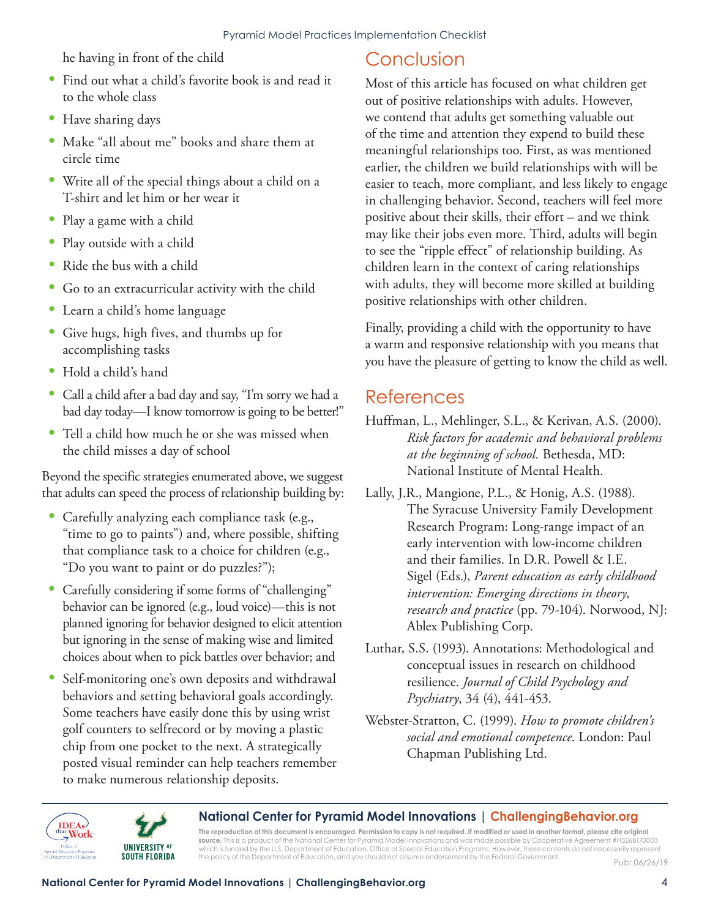he having in front of the child

- Find out what a child's favorite book is and read it to the whole class
- Have sharing days
- Make "all about me" books and share them at circle time
- Write all of the special things about a child on a T-shirt and let him or her wear it
- Play a game with a child
- Play outside with a child
- Ride the bus with a child
- Go to an extracurricular activity with the child
- Learn a child's home language
- Give hugs, high fives, and thumbs up for accomplishing tasks
- Hold a child's hand
- Call a child after a bad day and say, "I'm sorry we had a bad day today—I know tomorrow is going to be better!"
- Tell a child how much he or she was missed when the child misses a day of school

Beyond the specific strategies enumerated above, we suggest that adults can speed the process of relationship building by:

- Carefully analyzing each compliance task (e.g., "time to go to paints") and, where possible, shifting that compliance task to a choice for children (e.g., "Do you want to paint or do puzzles?");
- Carefully considering if some forms of "challenging" behavior can be ignored (e.g., loud voice)—this is not planned ignoring for behavior designed to elicit attention but ignoring in the sense of making wise and limited choices about when to pick battles over behavior; and
- Self-monitoring one's own deposits and withdrawal behaviors and setting behavioral goals accordingly. Some teachers have easily done this by using wrist golf counters to selfrecord or by moving a plastic chip from one pocket to the next. A strategically posted visual reminder can help teachers remember to make numerous relationship deposits.

## Conclusion

Most of this article has focused on what children get out of positive relationships with adults. However, we contend that adults get something valuable out of the time and attention they expend to build these meaningful relationships too. First, as was mentioned earlier, the children we build relationships with will be easier to teach, more compliant, and less likely to engage in challenging behavior. Second, teachers will feel more positive about their skills, their effort – and we think may like their jobs even more. Third, adults will begin to see the "ripple effect" of relationship building. As children learn in the context of caring relationships with adults, they will become more skilled at building positive relationships with other children.

Finally, providing a child with the opportunity to have a warm and responsive relationship with you means that you have the pleasure of getting to know the child as well.

## References

Huffman, L., Mehlinger, S.L., & Kerivan, A.S. (2000). *Risk factors for academic and behavioral problems at the beginning of school.* Bethesda, MD: National Institute of Mental Health.

Lally, J.R., Mangione, P.L., & Honig, A.S. (1988). The Syracuse University Family Development Research Program: Long-range impact of an early intervention with low-income children and their families. In D.R. Powell & I.E. Sigel (Eds.), *Parent education as early childhood intervention: Emerging directions in theory, research and practice* (pp. 79-104). Norwood, NJ: Ablex Publishing Corp.

Luthar, S.S. (1993). Annotations: Methodological and conceptual issues in research on childhood resilience. *Journal of Child Psychology and Psychiatry*, 34 (4), 441-453.

Webster-Stratton, C. (1999). *How to promote children's social and emotional competence.* London: Paul Chapman Publishing Ltd.

**National Center for Pyramid Model Innovations | ChallengingBehavior.org**

**The reproduction of this document is encouraged. Permission to copy is not required. If modified or used in another format, please cite original source.** This is a product of the National Center for Pyramid Model Innovations and was made possible by Cooperative Agreement #H326B170003 which is funded by the U.S. Department of Education, Office of Special Education Programs. However, those contents do not necessarily represent the policy of the Department of Education, and you should not assume endorsement by the Federal Government.

Pub: 06/26/19